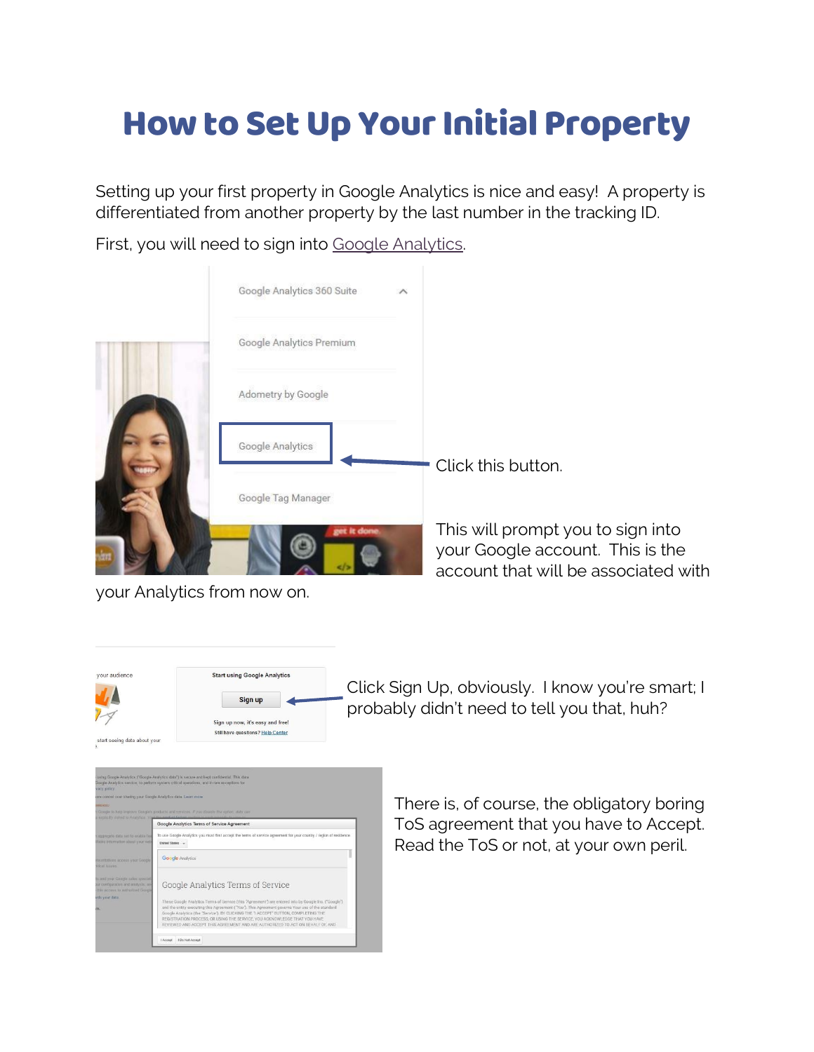# How to Set Up Your Initial Property

Setting up your first property in Google Analytics is nice and easy! A property is differentiated from another property by the last number in the tracking ID.

First, you will need to sign into Google Analytics.

Click this button.

This will prompt you to sign into your Google account. This is the account that will be associated with your Analytics from now on.

Click Sign Up, obviously. I know you're smart; I probably didn't need to tell you that, huh?

There is, of course, the obligatory boring ToS agreement that you have to Accept. Read the ToS or not, at your own peril.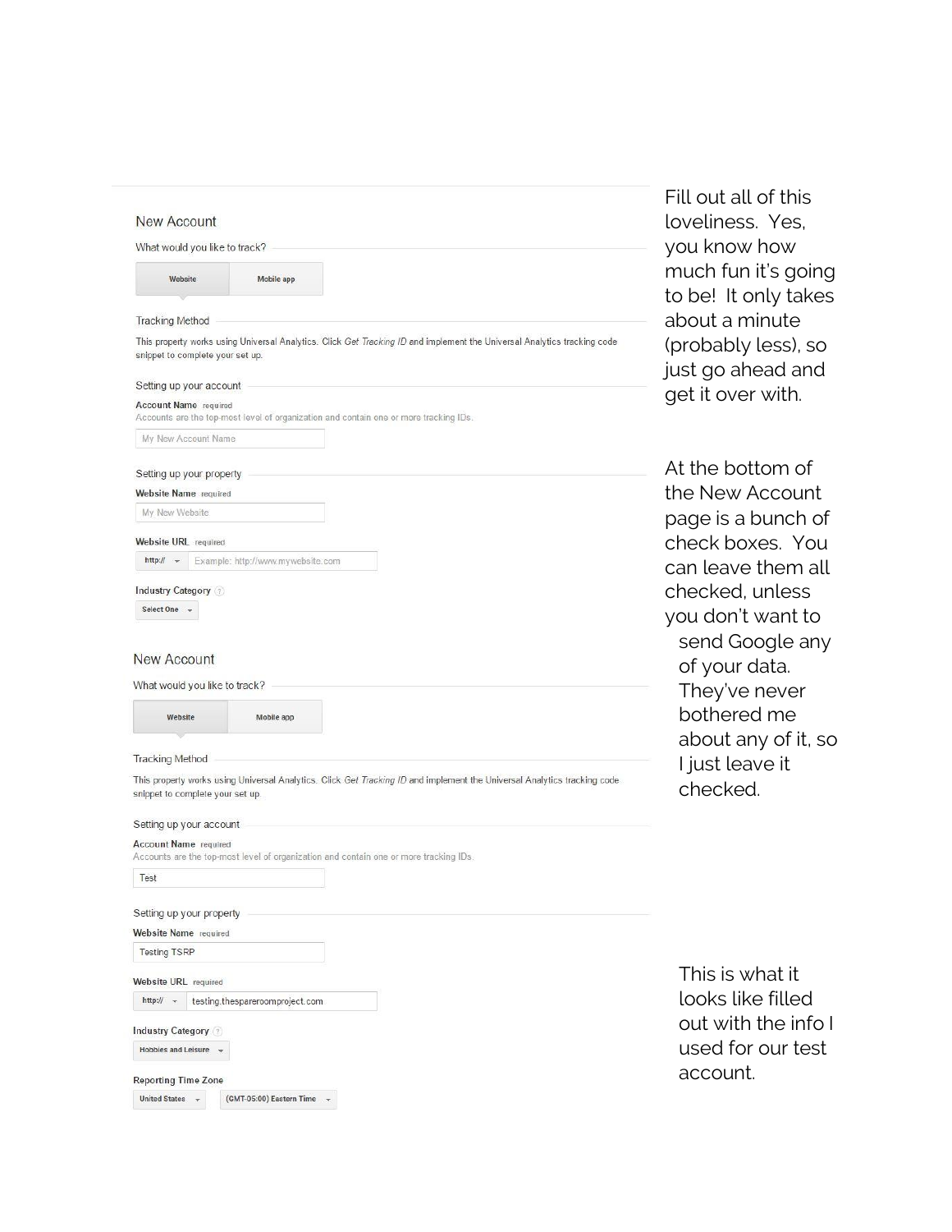## New Account

What would you like to track?

Website | Mobile app

Tracking Method

This property works using Universal Analytics. Click *Get Tracking ID* and implement the Universal Analytics tracking code snippet to complete your set up.

Setting up your account

**Account Name** required
Accounts are the top-most level of organization and contain one or more tracking IDs.

My New Account Name

Setting up your property

**Website Name** required

My New Website

**Website URL** required

http:// Example: http://www.mywebsite.com

**Industry Category**

Select One

Fill out all of this loveliness. Yes, you know how much fun it's going to be! It only takes about a minute (probably less), so just go ahead and get it over with.

At the bottom of the New Account page is a bunch of check boxes. You can leave them all checked, unless you don't want to send Google any of your data. They've never bothered me about any of it, so I just leave it checked.

## New Account

What would you like to track?

Website | Mobile app

Tracking Method

This property works using Universal Analytics. Click *Get Tracking ID* and implement the Universal Analytics tracking code snippet to complete your set up.

Setting up your account

**Account Name** required
Accounts are the top-most level of organization and contain one or more tracking IDs.

Test

Setting up your property

**Website Name** required

Testing TSRP

**Website URL** required

http:// testing.thespareroomproject.com

**Industry Category**

Hobbies and Leisure

**Reporting Time Zone**

United States (GMT-05:00) Eastern Time

This is what it looks like filled out with the info I used for our test account.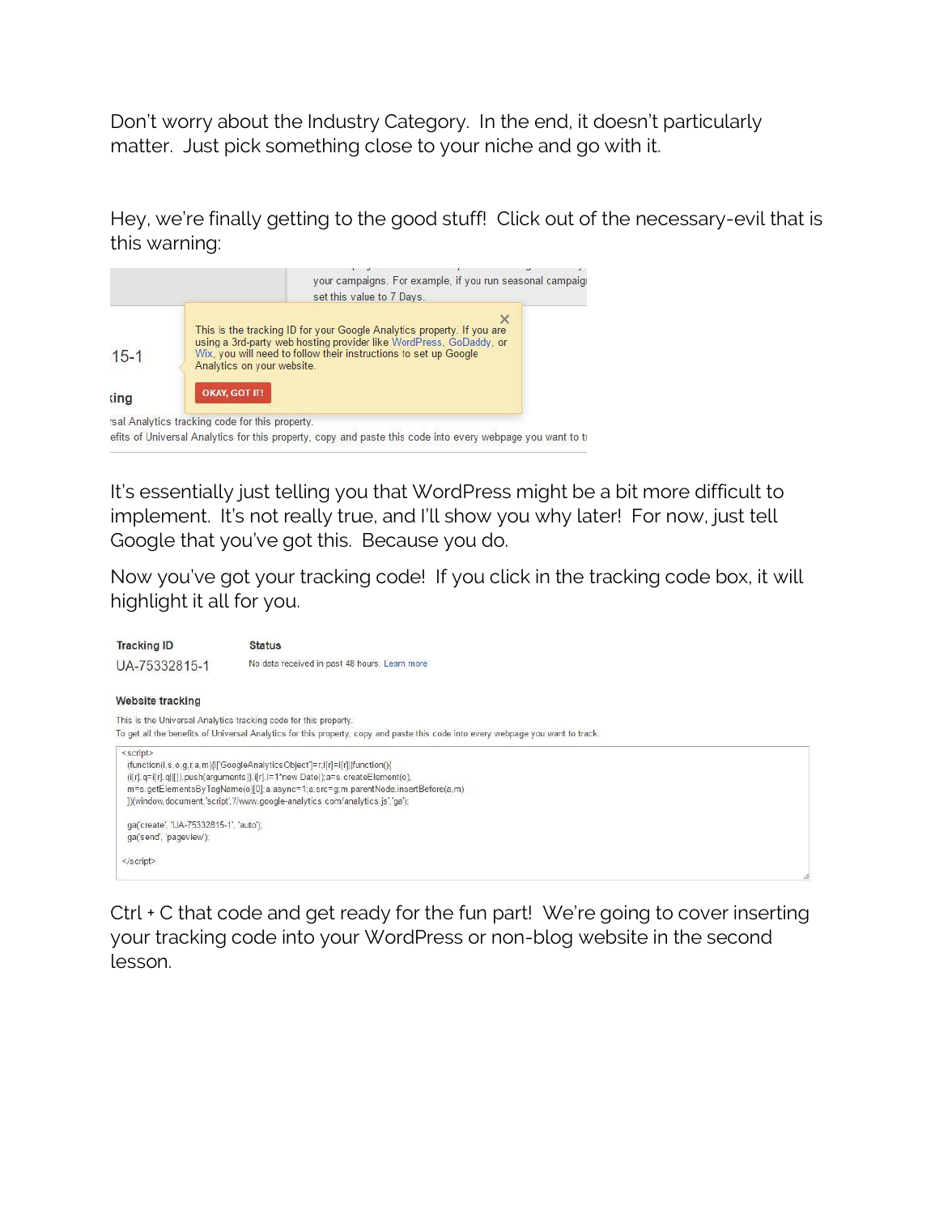Don't worry about the Industry Category. In the end, it doesn't particularly matter. Just pick something close to your niche and go with it.

Hey, we're finally getting to the good stuff! Click out of the necessary-evil that is this warning:

your campaigns. For example, if you run seasonal campaig
set this value to 7 Days.

15-1

This is the tracking ID for your Google Analytics property. If you are using a 3rd-party web hosting provider like WordPress, GoDaddy, or Wix, you will need to follow their instructions to set up Google Analytics on your website.

OKAY, GOT IT!

king

sal Analytics tracking code for this property.
efits of Universal Analytics for this property, copy and paste this code into every webpage you want to t

It's essentially just telling you that WordPress might be a bit more difficult to implement. It's not really true, and I'll show you why later! For now, just tell Google that you've got this. Because you do.

Now you've got your tracking code! If you click in the tracking code box, it will highlight it all for you.

**Tracking ID**
UA-75332815-1

**Status**
No data received in past 48 hours. Learn more

**Website tracking**

This is the Universal Analytics tracking code for this property.
To get all the benefits of Universal Analytics for this property, copy and paste this code into every webpage you want to track.

```
<script>
  (function(i,s,o,g,r,a,m){i['GoogleAnalyticsObject']=r;i[r]=i[r]||function(){
  (i[r].q=i[r].q||[]).push(arguments)},i[r].l=1*new Date();a=s.createElement(o),
  m=s.getElementsByTagName(o)[0];a.async=1;a.src=g;m.parentNode.insertBefore(a,m)
  })(window,document,'script','//www.google-analytics.com/analytics.js','ga');

  ga('create', 'UA-75332815-1', 'auto');
  ga('send', 'pageview');

</script>
```

Ctrl + C that code and get ready for the fun part! We're going to cover inserting your tracking code into your WordPress or non-blog website in the second lesson.